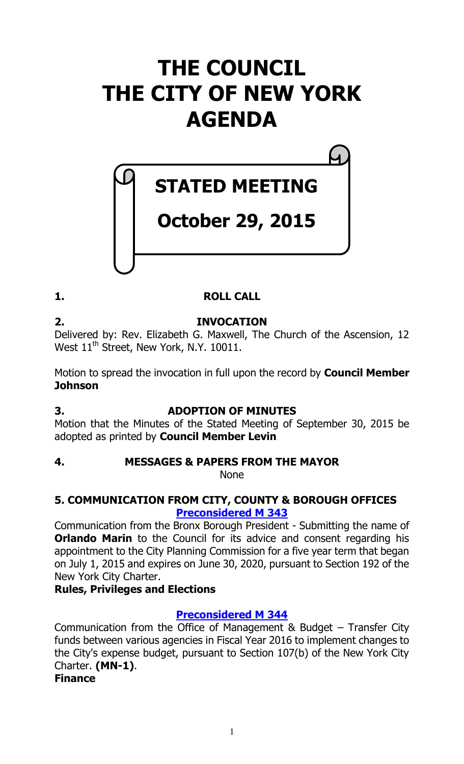# THE COUNCIL
# THE CITY OF NEW YORK
# AGENDA

## STATED MEETING

## October 29, 2015

**1. ROLL CALL**

**2. INVOCATION**

Delivered by: Rev. Elizabeth G. Maxwell, The Church of the Ascension, 12 West 11th Street, New York, N.Y. 10011.

Motion to spread the invocation in full upon the record by **Council Member Johnson**

**3. ADOPTION OF MINUTES**

Motion that the Minutes of the Stated Meeting of September 30, 2015 be adopted as printed by **Council Member Levin**

**4. MESSAGES & PAPERS FROM THE MAYOR**

None

**5. COMMUNICATION FROM CITY, COUNTY & BOROUGH OFFICES**

**Preconsidered M 343**

Communication from the Bronx Borough President - Submitting the name of **Orlando Marin** to the Council for its advice and consent regarding his appointment to the City Planning Commission for a five year term that began on July 1, 2015 and expires on June 30, 2020, pursuant to Section 192 of the New York City Charter.

**Rules, Privileges and Elections**

**Preconsidered M 344**

Communication from the Office of Management & Budget – Transfer City funds between various agencies in Fiscal Year 2016 to implement changes to the City's expense budget, pursuant to Section 107(b) of the New York City Charter. **(MN-1)**.

**Finance**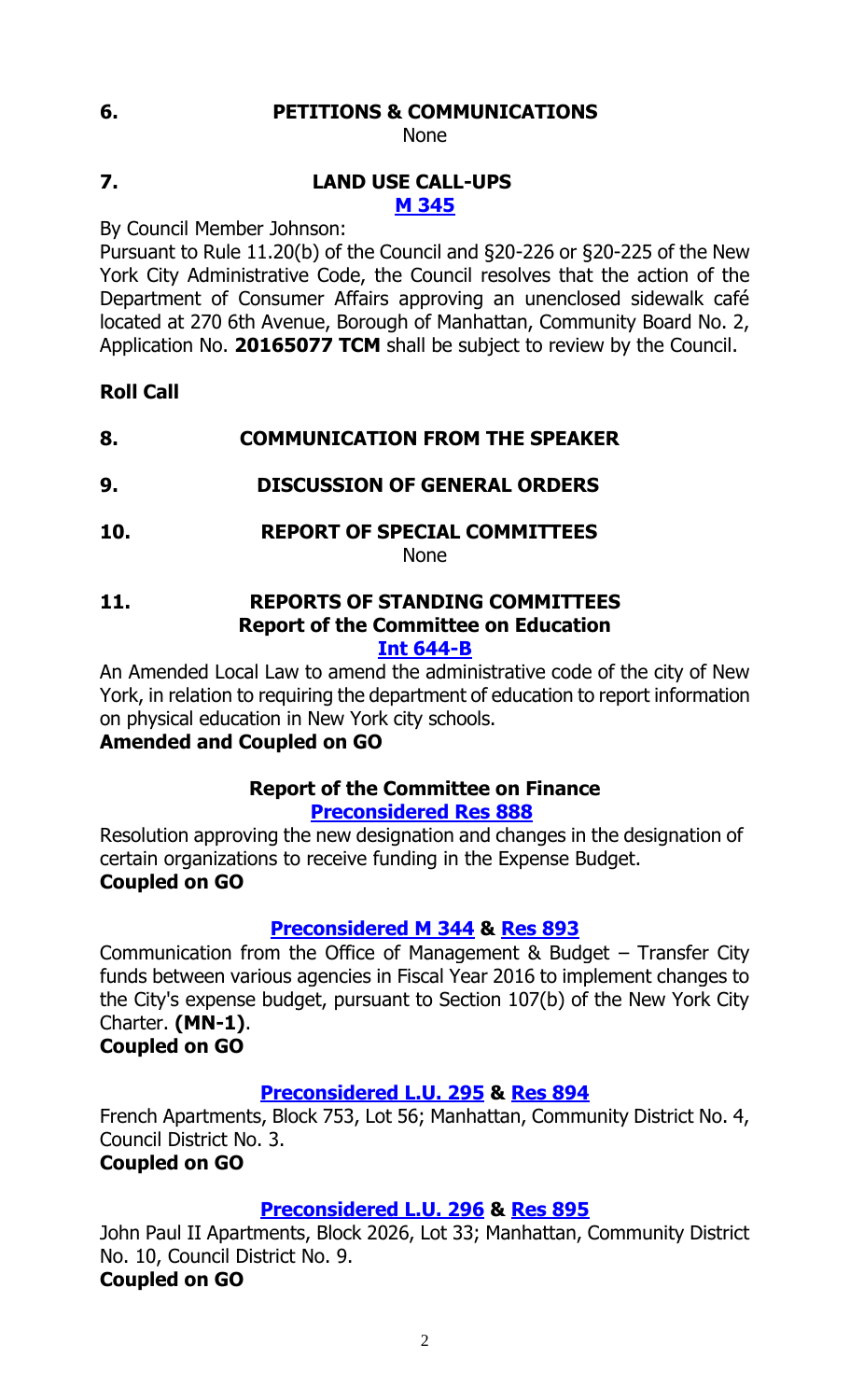## 6. PETITIONS & COMMUNICATIONS

None

## 7. LAND USE CALL-UPS

**M 345**

By Council Member Johnson:

Pursuant to Rule 11.20(b) of the Council and §20-226 or §20-225 of the New York City Administrative Code, the Council resolves that the action of the Department of Consumer Affairs approving an unenclosed sidewalk café located at 270 6th Avenue, Borough of Manhattan, Community Board No. 2, Application No. **20165077 TCM** shall be subject to review by the Council.

**Roll Call**

## 8. COMMUNICATION FROM THE SPEAKER

## 9. DISCUSSION OF GENERAL ORDERS

## 10. REPORT OF SPECIAL COMMITTEES

None

## 11. REPORTS OF STANDING COMMITTEES

### Report of the Committee on Education

**Int 644-B**

An Amended Local Law to amend the administrative code of the city of New York, in relation to requiring the department of education to report information on physical education in New York city schools.

**Amended and Coupled on GO**

### Report of the Committee on Finance

**Preconsidered Res 888**

Resolution approving the new designation and changes in the designation of certain organizations to receive funding in the Expense Budget.

**Coupled on GO**

**Preconsidered M 344 & Res 893**

Communication from the Office of Management & Budget – Transfer City funds between various agencies in Fiscal Year 2016 to implement changes to the City's expense budget, pursuant to Section 107(b) of the New York City Charter. **(MN-1)**.

**Coupled on GO**

**Preconsidered L.U. 295 & Res 894**

French Apartments, Block 753, Lot 56; Manhattan, Community District No. 4, Council District No. 3.

**Coupled on GO**

**Preconsidered L.U. 296 & Res 895**

John Paul II Apartments, Block 2026, Lot 33; Manhattan, Community District No. 10, Council District No. 9.

**Coupled on GO**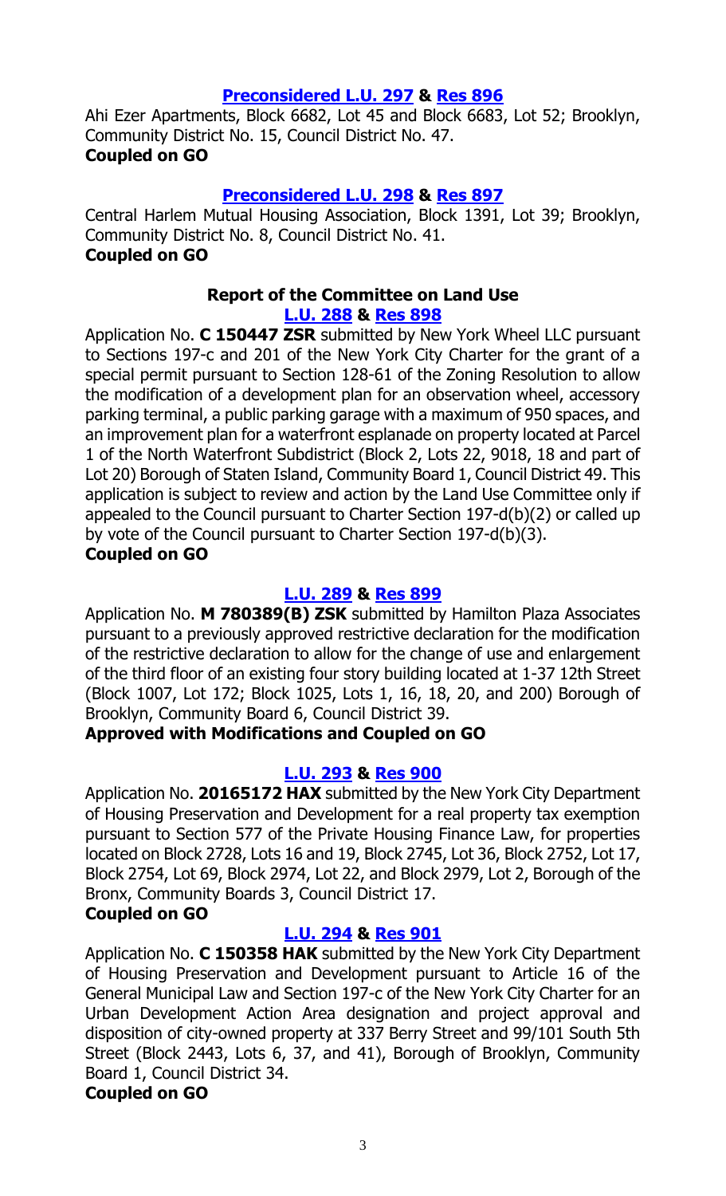**Preconsidered L.U. 297 & Res 896**

Ahi Ezer Apartments, Block 6682, Lot 45 and Block 6683, Lot 52; Brooklyn, Community District No. 15, Council District No. 47.
**Coupled on GO**

**Preconsidered L.U. 298 & Res 897**

Central Harlem Mutual Housing Association, Block 1391, Lot 39; Brooklyn, Community District No. 8, Council District No. 41.
**Coupled on GO**

### Report of the Committee on Land Use

**L.U. 288 & Res 898**

Application No. **C 150447 ZSR** submitted by New York Wheel LLC pursuant to Sections 197-c and 201 of the New York City Charter for the grant of a special permit pursuant to Section 128-61 of the Zoning Resolution to allow the modification of a development plan for an observation wheel, accessory parking terminal, a public parking garage with a maximum of 950 spaces, and an improvement plan for a waterfront esplanade on property located at Parcel 1 of the North Waterfront Subdistrict (Block 2, Lots 22, 9018, 18 and part of Lot 20) Borough of Staten Island, Community Board 1, Council District 49. This application is subject to review and action by the Land Use Committee only if appealed to the Council pursuant to Charter Section 197-d(b)(2) or called up by vote of the Council pursuant to Charter Section 197-d(b)(3).
**Coupled on GO**

**L.U. 289 & Res 899**

Application No. **M 780389(B) ZSK** submitted by Hamilton Plaza Associates pursuant to a previously approved restrictive declaration for the modification of the restrictive declaration to allow for the change of use and enlargement of the third floor of an existing four story building located at 1-37 12th Street (Block 1007, Lot 172; Block 1025, Lots 1, 16, 18, 20, and 200) Borough of Brooklyn, Community Board 6, Council District 39.
**Approved with Modifications and Coupled on GO**

**L.U. 293 & Res 900**

Application No. **20165172 HAX** submitted by the New York City Department of Housing Preservation and Development for a real property tax exemption pursuant to Section 577 of the Private Housing Finance Law, for properties located on Block 2728, Lots 16 and 19, Block 2745, Lot 36, Block 2752, Lot 17, Block 2754, Lot 69, Block 2974, Lot 22, and Block 2979, Lot 2, Borough of the Bronx, Community Boards 3, Council District 17.
**Coupled on GO**

**L.U. 294 & Res 901**

Application No. **C 150358 HAK** submitted by the New York City Department of Housing Preservation and Development pursuant to Article 16 of the General Municipal Law and Section 197-c of the New York City Charter for an Urban Development Action Area designation and project approval and disposition of city-owned property at 337 Berry Street and 99/101 South 5th Street (Block 2443, Lots 6, 37, and 41), Borough of Brooklyn, Community Board 1, Council District 34.
**Coupled on GO**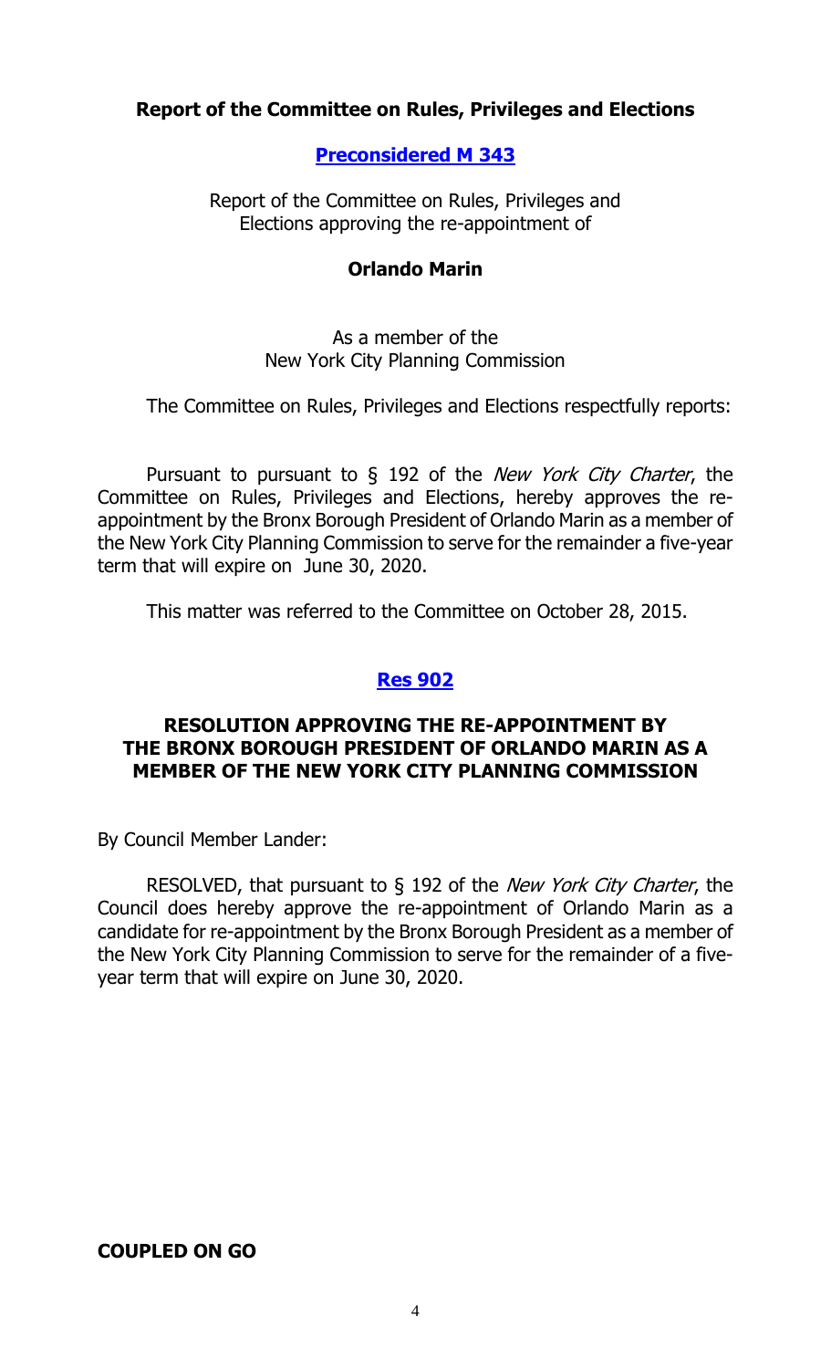**Report of the Committee on Rules, Privileges and Elections**

**Preconsidered M 343**

Report of the Committee on Rules, Privileges and Elections approving the re-appointment of

**Orlando Marin**

As a member of the New York City Planning Commission

The Committee on Rules, Privileges and Elections respectfully reports:

Pursuant to pursuant to § 192 of the *New York City Charter*, the Committee on Rules, Privileges and Elections, hereby approves the re-appointment by the Bronx Borough President of Orlando Marin as a member of the New York City Planning Commission to serve for the remainder a five-year term that will expire on June 30, 2020.

This matter was referred to the Committee on October 28, 2015.

**Res 902**

**RESOLUTION APPROVING THE RE-APPOINTMENT BY THE BRONX BOROUGH PRESIDENT OF ORLANDO MARIN AS A MEMBER OF THE NEW YORK CITY PLANNING COMMISSION**

By Council Member Lander:

RESOLVED, that pursuant to § 192 of the *New York City Charter*, the Council does hereby approve the re-appointment of Orlando Marin as a candidate for re-appointment by the Bronx Borough President as a member of the New York City Planning Commission to serve for the remainder of a five-year term that will expire on June 30, 2020.

**COUPLED ON GO**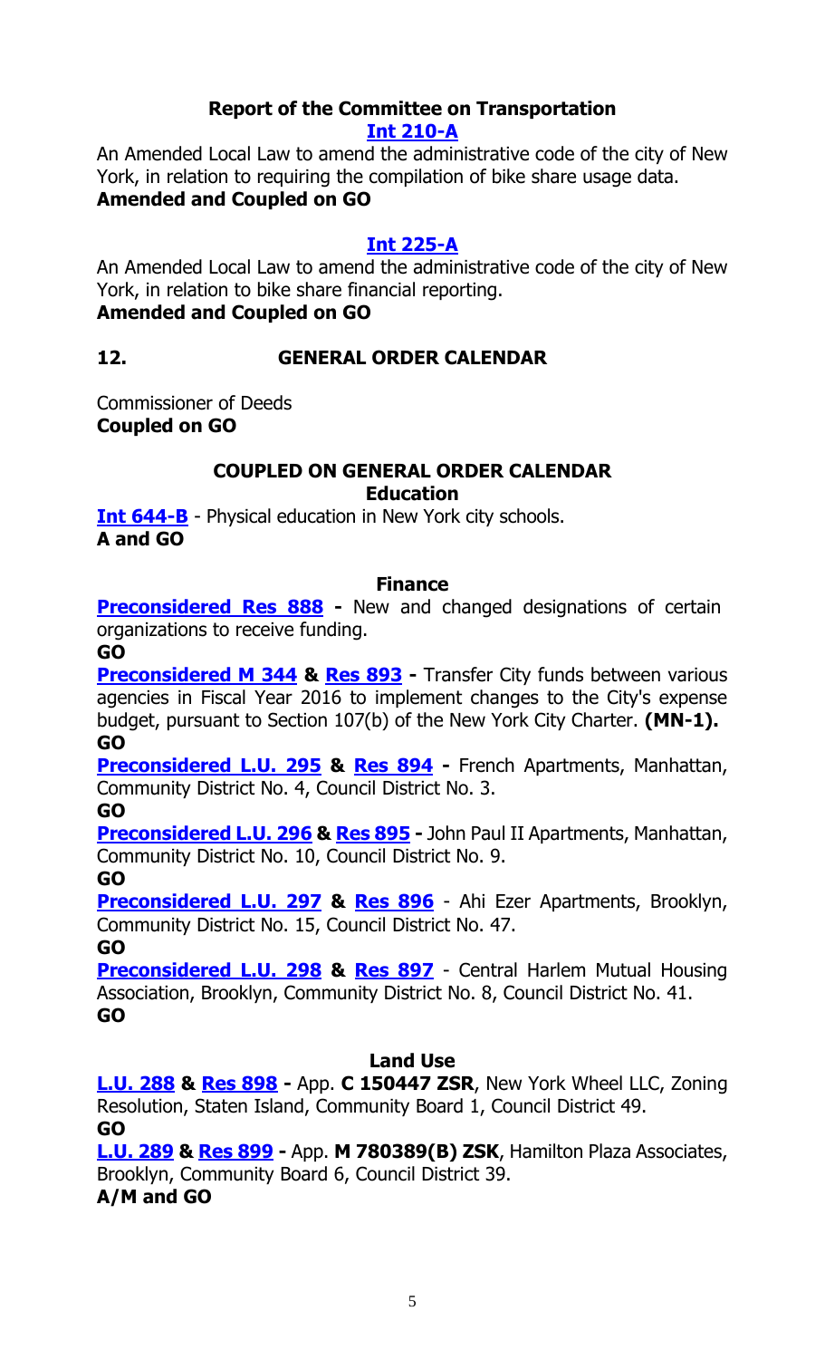### Report of the Committee on Transportation

**Int 210-A**

An Amended Local Law to amend the administrative code of the city of New York, in relation to requiring the compilation of bike share usage data.

**Amended and Coupled on GO**

**Int 225-A**

An Amended Local Law to amend the administrative code of the city of New York, in relation to bike share financial reporting.

**Amended and Coupled on GO**

## 12. GENERAL ORDER CALENDAR

Commissioner of Deeds

**Coupled on GO**

### COUPLED ON GENERAL ORDER CALENDAR

**Education**

**Int 644-B** - Physical education in New York city schools.

**A and GO**

**Finance**

**Preconsidered Res 888** **-** New and changed designations of certain organizations to receive funding.

**GO**

**Preconsidered M 344** **&** **Res 893** **-** Transfer City funds between various agencies in Fiscal Year 2016 to implement changes to the City's expense budget, pursuant to Section 107(b) of the New York City Charter. **(MN-1).**

**GO**

**Preconsidered L.U. 295** **&** **Res 894** **-** French Apartments, Manhattan, Community District No. 4, Council District No. 3.

**GO**

**Preconsidered L.U. 296** **&** **Res 895** **-** John Paul II Apartments, Manhattan, Community District No. 10, Council District No. 9.

**GO**

**Preconsidered L.U. 297** **&** **Res 896** - Ahi Ezer Apartments, Brooklyn, Community District No. 15, Council District No. 47.

**GO**

**Preconsidered L.U. 298** **&** **Res 897** - Central Harlem Mutual Housing Association, Brooklyn, Community District No. 8, Council District No. 41.

**GO**

**Land Use**

**L.U. 288** **&** **Res 898** **-** App. **C 150447 ZSR**, New York Wheel LLC, Zoning Resolution, Staten Island, Community Board 1, Council District 49.

**GO**

**L.U. 289** **&** **Res 899** **-** App. **M 780389(B) ZSK**, Hamilton Plaza Associates, Brooklyn, Community Board 6, Council District 39.

**A/M and GO**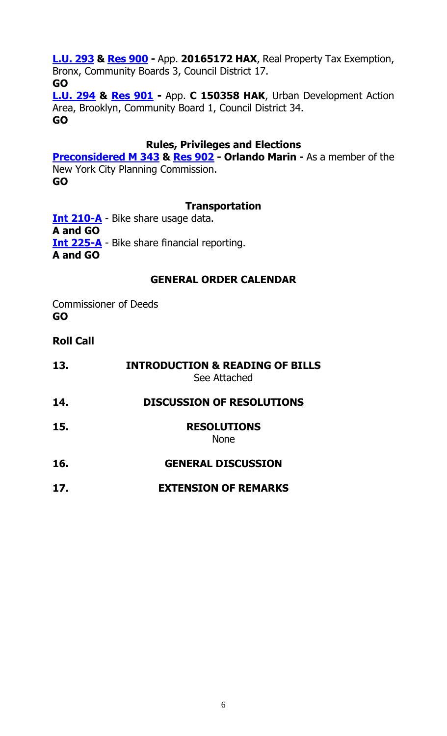**L.U. 293** **&** **Res 900** **-** App. **20165172 HAX**, Real Property Tax Exemption, Bronx, Community Boards 3, Council District 17.
**GO**

**L.U. 294** **&** **Res 901** **-** App. **C 150358 HAK**, Urban Development Action Area, Brooklyn, Community Board 1, Council District 34.
**GO**

### Rules, Privileges and Elections

**Preconsidered M 343** **&** **Res 902** **- Orlando Marin -** As a member of the New York City Planning Commission.
**GO**

### Transportation

**Int 210-A** - Bike share usage data.
**A and GO**
**Int 225-A** - Bike share financial reporting.
**A and GO**

### GENERAL ORDER CALENDAR

Commissioner of Deeds
**GO**

**Roll Call**

**13. INTRODUCTION & READING OF BILLS**
See Attached

**14. DISCUSSION OF RESOLUTIONS**

**15. RESOLUTIONS**
None

**16. GENERAL DISCUSSION**

**17. EXTENSION OF REMARKS**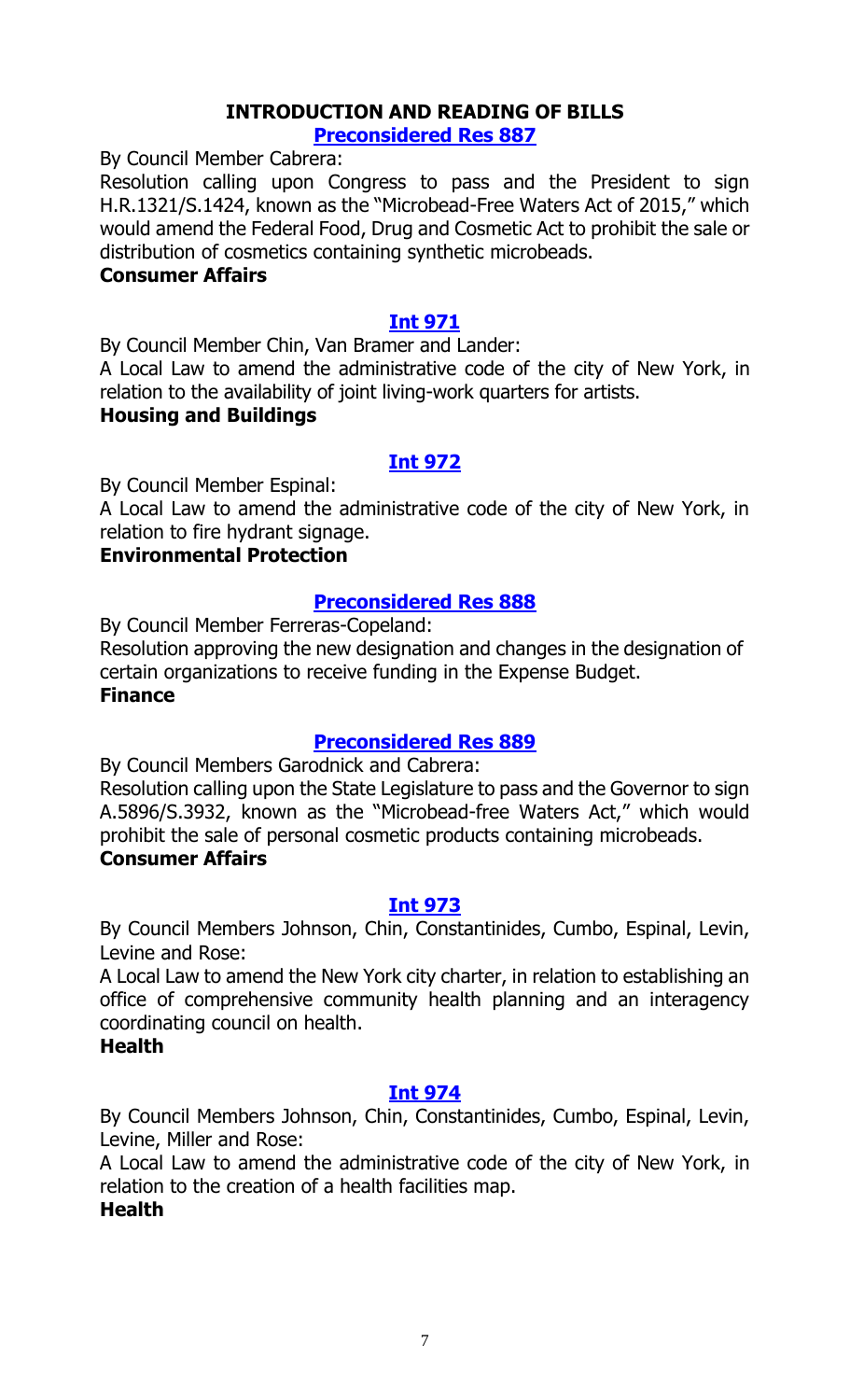## INTRODUCTION AND READING OF BILLS

### Preconsidered Res 887

By Council Member Cabrera:

Resolution calling upon Congress to pass and the President to sign H.R.1321/S.1424, known as the "Microbead-Free Waters Act of 2015," which would amend the Federal Food, Drug and Cosmetic Act to prohibit the sale or distribution of cosmetics containing synthetic microbeads.

**Consumer Affairs**

### Int 971

By Council Member Chin, Van Bramer and Lander:

A Local Law to amend the administrative code of the city of New York, in relation to the availability of joint living-work quarters for artists.

**Housing and Buildings**

### Int 972

By Council Member Espinal:

A Local Law to amend the administrative code of the city of New York, in relation to fire hydrant signage.

**Environmental Protection**

### Preconsidered Res 888

By Council Member Ferreras-Copeland:

Resolution approving the new designation and changes in the designation of certain organizations to receive funding in the Expense Budget.

**Finance**

### Preconsidered Res 889

By Council Members Garodnick and Cabrera:

Resolution calling upon the State Legislature to pass and the Governor to sign A.5896/S.3932, known as the "Microbead-free Waters Act," which would prohibit the sale of personal cosmetic products containing microbeads.

**Consumer Affairs**

### Int 973

By Council Members Johnson, Chin, Constantinides, Cumbo, Espinal, Levin, Levine and Rose:

A Local Law to amend the New York city charter, in relation to establishing an office of comprehensive community health planning and an interagency coordinating council on health.

**Health**

### Int 974

By Council Members Johnson, Chin, Constantinides, Cumbo, Espinal, Levin, Levine, Miller and Rose:

A Local Law to amend the administrative code of the city of New York, in relation to the creation of a health facilities map.

**Health**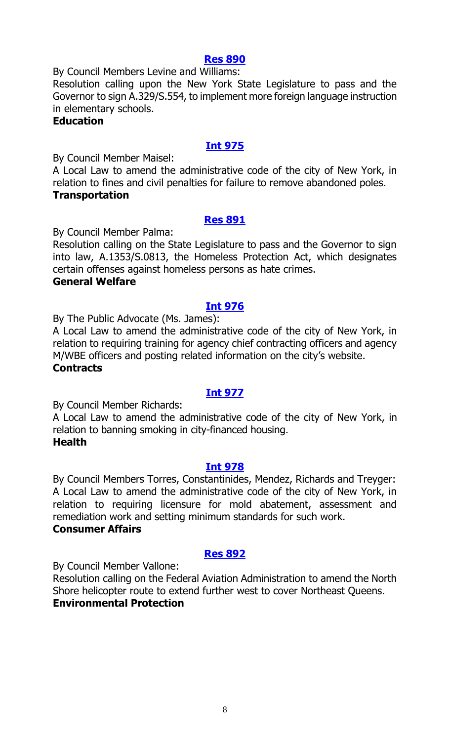**Res 890**

By Council Members Levine and Williams:

Resolution calling upon the New York State Legislature to pass and the Governor to sign A.329/S.554, to implement more foreign language instruction in elementary schools.

**Education**

**Int 975**

By Council Member Maisel:

A Local Law to amend the administrative code of the city of New York, in relation to fines and civil penalties for failure to remove abandoned poles.

**Transportation**

**Res 891**

By Council Member Palma:

Resolution calling on the State Legislature to pass and the Governor to sign into law, A.1353/S.0813, the Homeless Protection Act, which designates certain offenses against homeless persons as hate crimes.

**General Welfare**

**Int 976**

By The Public Advocate (Ms. James):

A Local Law to amend the administrative code of the city of New York, in relation to requiring training for agency chief contracting officers and agency M/WBE officers and posting related information on the city's website.

**Contracts**

**Int 977**

By Council Member Richards:

A Local Law to amend the administrative code of the city of New York, in relation to banning smoking in city-financed housing.

**Health**

**Int 978**

By Council Members Torres, Constantinides, Mendez, Richards and Treyger:

A Local Law to amend the administrative code of the city of New York, in relation to requiring licensure for mold abatement, assessment and remediation work and setting minimum standards for such work.

**Consumer Affairs**

**Res 892**

By Council Member Vallone:

Resolution calling on the Federal Aviation Administration to amend the North Shore helicopter route to extend further west to cover Northeast Queens.

**Environmental Protection**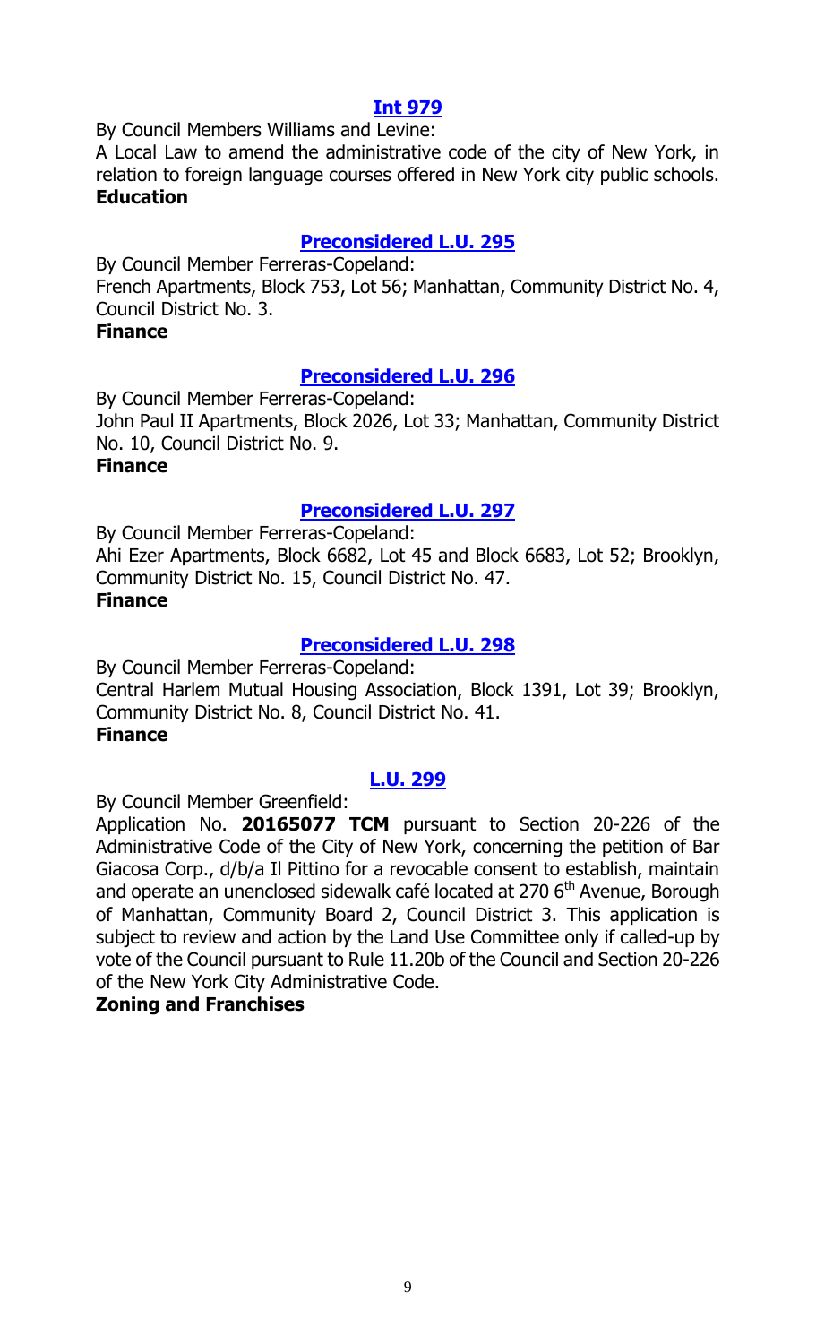## Int 979

By Council Members Williams and Levine:

A Local Law to amend the administrative code of the city of New York, in relation to foreign language courses offered in New York city public schools.

**Education**

## Preconsidered L.U. 295

By Council Member Ferreras-Copeland:

French Apartments, Block 753, Lot 56; Manhattan, Community District No. 4, Council District No. 3.

**Finance**

## Preconsidered L.U. 296

By Council Member Ferreras-Copeland:

John Paul II Apartments, Block 2026, Lot 33; Manhattan, Community District No. 10, Council District No. 9.

**Finance**

## Preconsidered L.U. 297

By Council Member Ferreras-Copeland:

Ahi Ezer Apartments, Block 6682, Lot 45 and Block 6683, Lot 52; Brooklyn, Community District No. 15, Council District No. 47.

**Finance**

## Preconsidered L.U. 298

By Council Member Ferreras-Copeland:

Central Harlem Mutual Housing Association, Block 1391, Lot 39; Brooklyn, Community District No. 8, Council District No. 41.

**Finance**

## L.U. 299

By Council Member Greenfield:

Application No. **20165077 TCM** pursuant to Section 20-226 of the Administrative Code of the City of New York, concerning the petition of Bar Giacosa Corp., d/b/a Il Pittino for a revocable consent to establish, maintain and operate an unenclosed sidewalk café located at 270 6th Avenue, Borough of Manhattan, Community Board 2, Council District 3. This application is subject to review and action by the Land Use Committee only if called-up by vote of the Council pursuant to Rule 11.20b of the Council and Section 20-226 of the New York City Administrative Code.

**Zoning and Franchises**